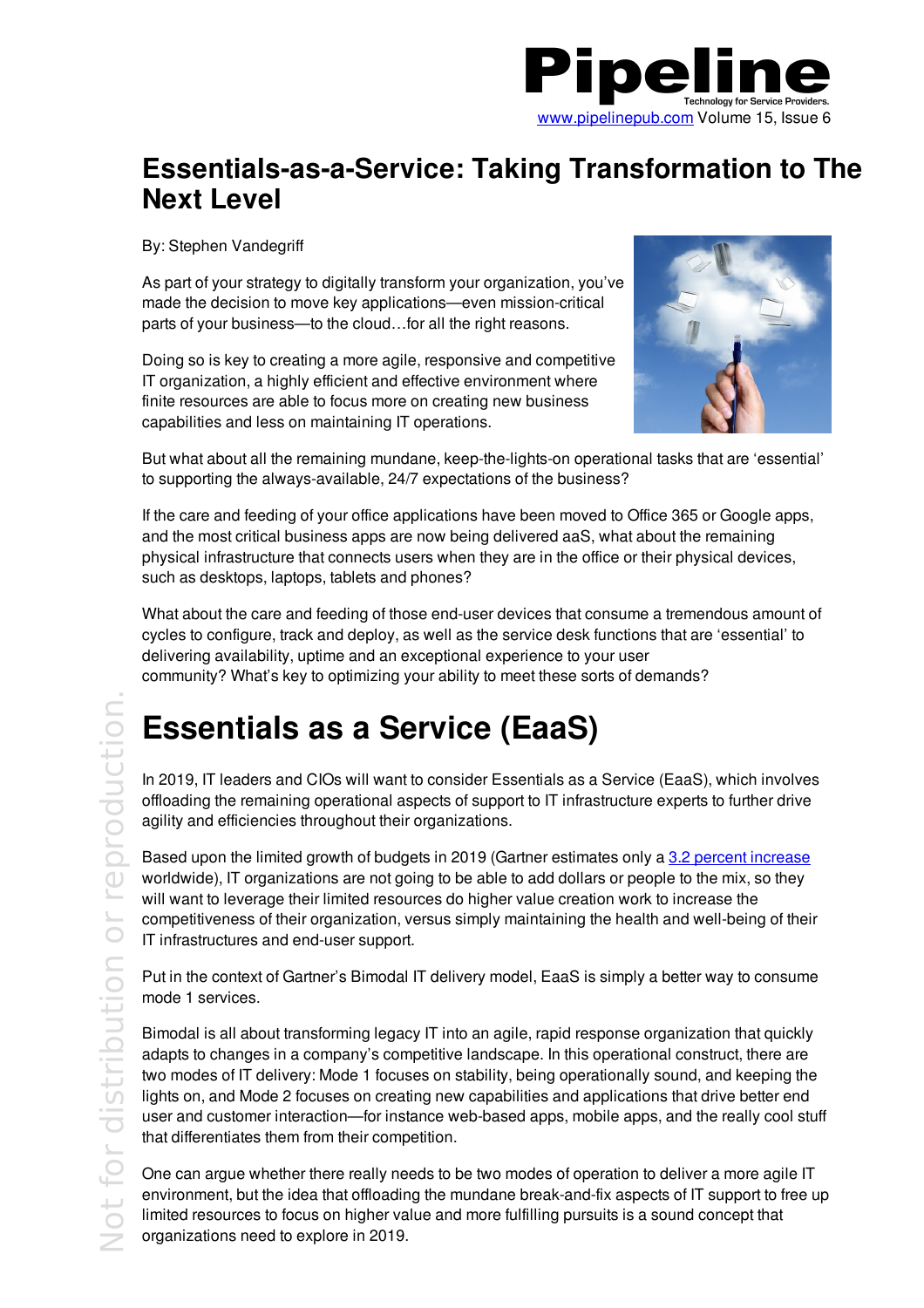# Essentials-as-a-Service: Taking Transformation to The Next Level

By: Stephen Vandegriff

As part of your strategy to digitally transform your organization, you've made the decision to move key applications—even mission-critical parts of your business—to the cloud…for all the right reasons.

Doing so is key to creating a more agile, responsive and competitive IT organization, a highly efficient and effective environment where finite resources are able to focus more on creating new business capabilities and less on maintaining IT operations.

But what about all the remaining mundane, keep-the-lights-on operational tasks that are 'essential' to supporting the always-available, 24/7 expectations of the business?

If the care and feeding of your office applications have been moved to Office 365 or Google apps, and the most critical business apps are now being delivered aaS, what about the remaining physical infrastructure that connects users when they are in the office or their physical devices, such as desktops, laptops, tablets and phones?

What about the care and feeding of those end-user devices that consume a tremendous amount of cycles to configure, track and deploy, as well as the service desk functions that are 'essential' to delivering availability, uptime and an exceptional experience to your user community? What's key to optimizing your ability to meet these sorts of demands?

## Essentials as a Service (EaaS)

In 2019, IT leaders and CIOs will want to consider Essentials as a Service (EaaS), which involves offloading the remaining operational aspects of support to IT infrastructure experts to further drive agility and efficiencies throughout their organizations.

Based upon the limited growth of budgets in 2019 (Gartner estimates only a 3.2 percent increase worldwide), IT organizations are not going to be able to add dollars or people to the mix, so they will want to leverage their limited resources do higher value creation work to increase the competitiveness of their organization, versus simply maintaining the health and well-being of their IT infrastructures and end-user support.

Put in the context of Gartner's Bimodal IT delivery model, EaaS is simply a better way to consume mode 1 services.

Bimodal is all about transforming legacy IT into an agile, rapid response organization that quickly adapts to changes in a company's competitive landscape. In this operational construct, there are two modes of IT delivery: Mode 1 focuses on stability, being operationally sound, and keeping the lights on, and Mode 2 focuses on creating new capabilities and applications that drive better end user and customer interaction—for instance web-based apps, mobile apps, and the really cool stuff that differentiates them from their competition.

One can argue whether there really needs to be two modes of operation to deliver a more agile IT environment, but the idea that offloading the mundane break-and-fix aspects of IT support to free up limited resources to focus on higher value and more fulfilling pursuits is a sound concept that organizations need to explore in 2019.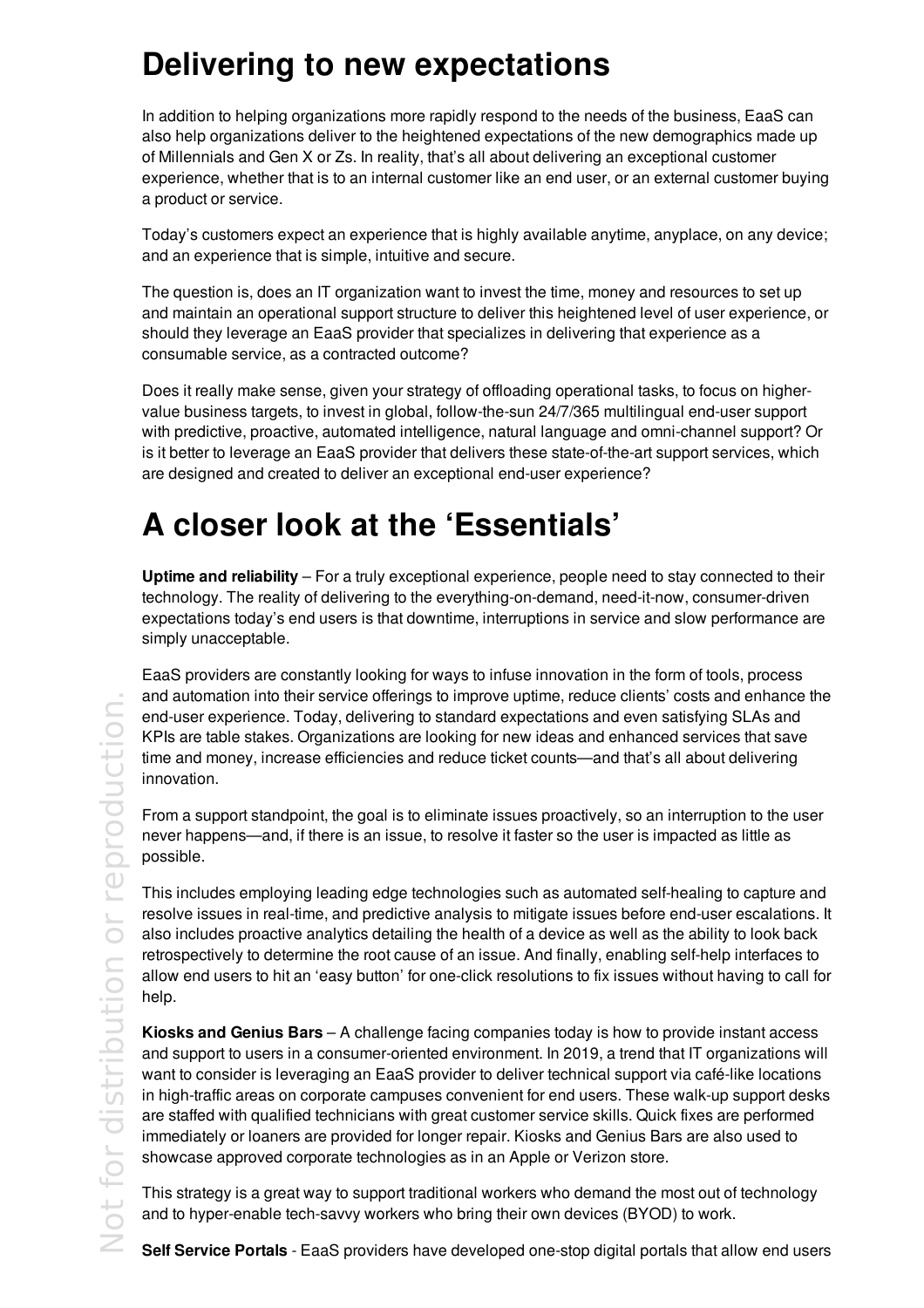# Delivering to new expectations

In addition to helping organizations more rapidly respond to the needs of the business, EaaS can also help organizations deliver to the heightened expectations of the new demographics made up of Millennials and Gen X or Zs. In reality, that's all about delivering an exceptional customer experience, whether that is to an internal customer like an end user, or an external customer buying a product or service.

Today's customers expect an experience that is highly available anytime, anyplace, on any device; and an experience that is simple, intuitive and secure.

The question is, does an IT organization want to invest the time, money and resources to set up and maintain an operational support structure to deliver this heightened level of user experience, or should they leverage an EaaS provider that specializes in delivering that experience as a consumable service, as a contracted outcome?

Does it really make sense, given your strategy of offloading operational tasks, to focus on higher-value business targets, to invest in global, follow-the-sun 24/7/365 multilingual end-user support with predictive, proactive, automated intelligence, natural language and omni-channel support? Or is it better to leverage an EaaS provider that delivers these state-of-the-art support services, which are designed and created to deliver an exceptional end-user experience?

# A closer look at the 'Essentials'

**Uptime and reliability** – For a truly exceptional experience, people need to stay connected to their technology. The reality of delivering to the everything-on-demand, need-it-now, consumer-driven expectations today's end users is that downtime, interruptions in service and slow performance are simply unacceptable.

EaaS providers are constantly looking for ways to infuse innovation in the form of tools, process and automation into their service offerings to improve uptime, reduce clients' costs and enhance the end-user experience. Today, delivering to standard expectations and even satisfying SLAs and KPIs are table stakes. Organizations are looking for new ideas and enhanced services that save time and money, increase efficiencies and reduce ticket counts—and that's all about delivering innovation.

From a support standpoint, the goal is to eliminate issues proactively, so an interruption to the user never happens—and, if there is an issue, to resolve it faster so the user is impacted as little as possible.

This includes employing leading edge technologies such as automated self-healing to capture and resolve issues in real-time, and predictive analysis to mitigate issues before end-user escalations. It also includes proactive analytics detailing the health of a device as well as the ability to look back retrospectively to determine the root cause of an issue. And finally, enabling self-help interfaces to allow end users to hit an 'easy button' for one-click resolutions to fix issues without having to call for help.

**Kiosks and Genius Bars** – A challenge facing companies today is how to provide instant access and support to users in a consumer-oriented environment. In 2019, a trend that IT organizations will want to consider is leveraging an EaaS provider to deliver technical support via café-like locations in high-traffic areas on corporate campuses convenient for end users. These walk-up support desks are staffed with qualified technicians with great customer service skills. Quick fixes are performed immediately or loaners are provided for longer repair. Kiosks and Genius Bars are also used to showcase approved corporate technologies as in an Apple or Verizon store.

This strategy is a great way to support traditional workers who demand the most out of technology and to hyper-enable tech-savvy workers who bring their own devices (BYOD) to work.

**Self Service Portals** - EaaS providers have developed one-stop digital portals that allow end users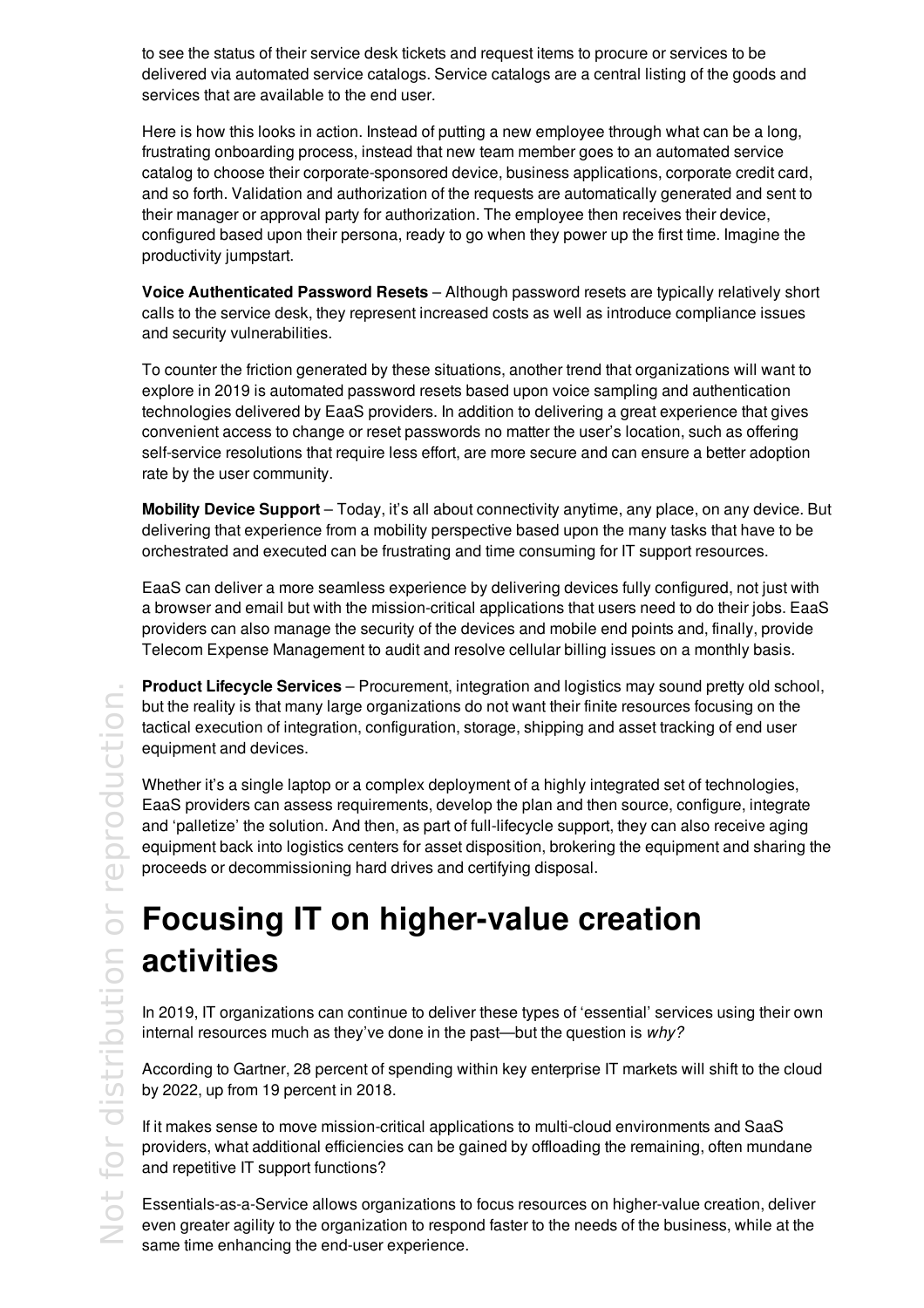to see the status of their service desk tickets and request items to procure or services to be delivered via automated service catalogs. Service catalogs are a central listing of the goods and services that are available to the end user.

Here is how this looks in action. Instead of putting a new employee through what can be a long, frustrating onboarding process, instead that new team member goes to an automated service catalog to choose their corporate-sponsored device, business applications, corporate credit card, and so forth. Validation and authorization of the requests are automatically generated and sent to their manager or approval party for authorization. The employee then receives their device, configured based upon their persona, ready to go when they power up the first time. Imagine the productivity jumpstart.

**Voice Authenticated Password Resets** – Although password resets are typically relatively short calls to the service desk, they represent increased costs as well as introduce compliance issues and security vulnerabilities.

To counter the friction generated by these situations, another trend that organizations will want to explore in 2019 is automated password resets based upon voice sampling and authentication technologies delivered by EaaS providers. In addition to delivering a great experience that gives convenient access to change or reset passwords no matter the user's location, such as offering self-service resolutions that require less effort, are more secure and can ensure a better adoption rate by the user community.

**Mobility Device Support** – Today, it's all about connectivity anytime, any place, on any device. But delivering that experience from a mobility perspective based upon the many tasks that have to be orchestrated and executed can be frustrating and time consuming for IT support resources.

EaaS can deliver a more seamless experience by delivering devices fully configured, not just with a browser and email but with the mission-critical applications that users need to do their jobs. EaaS providers can also manage the security of the devices and mobile end points and, finally, provide Telecom Expense Management to audit and resolve cellular billing issues on a monthly basis.

**Product Lifecycle Services** – Procurement, integration and logistics may sound pretty old school, but the reality is that many large organizations do not want their finite resources focusing on the tactical execution of integration, configuration, storage, shipping and asset tracking of end user equipment and devices.

Whether it's a single laptop or a complex deployment of a highly integrated set of technologies, EaaS providers can assess requirements, develop the plan and then source, configure, integrate and 'palletize' the solution. And then, as part of full-lifecycle support, they can also receive aging equipment back into logistics centers for asset disposition, brokering the equipment and sharing the proceeds or decommissioning hard drives and certifying disposal.

# Focusing IT on higher-value creation activities

In 2019, IT organizations can continue to deliver these types of 'essential' services using their own internal resources much as they've done in the past—but the question is *why?*

According to Gartner, 28 percent of spending within key enterprise IT markets will shift to the cloud by 2022, up from 19 percent in 2018.

If it makes sense to move mission-critical applications to multi-cloud environments and SaaS providers, what additional efficiencies can be gained by offloading the remaining, often mundane and repetitive IT support functions?

Essentials-as-a-Service allows organizations to focus resources on higher-value creation, deliver even greater agility to the organization to respond faster to the needs of the business, while at the same time enhancing the end-user experience.